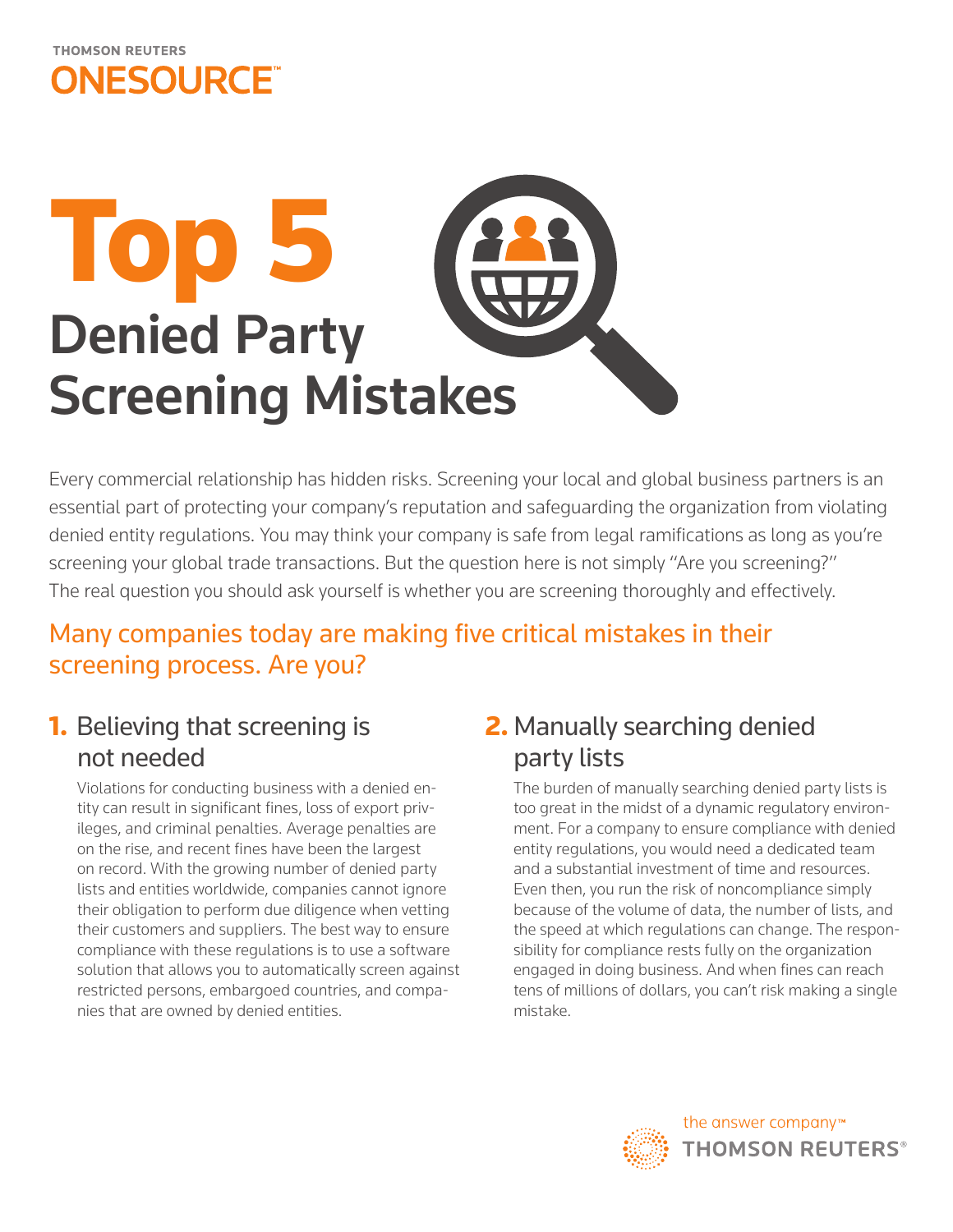THOMSON REUTERS

ONESOURCE™

# Top 5 Denied Party Screening Mistakes

Every commercial relationship has hidden risks. Screening your local and global business partners is an essential part of protecting your company's reputation and safeguarding the organization from violating denied entity regulations. You may think your company is safe from legal ramifications as long as you're screening your global trade transactions. But the question here is not simply "Are you screening?" The real question you should ask yourself is whether you are screening thoroughly and effectively.

## Many companies today are making five critical mistakes in their screening process. Are you?

### 1. Believing that screening is not needed

Violations for conducting business with a denied entity can result in significant fines, loss of export privileges, and criminal penalties. Average penalties are on the rise, and recent fines have been the largest on record. With the growing number of denied party lists and entities worldwide, companies cannot ignore their obligation to perform due diligence when vetting their customers and suppliers. The best way to ensure compliance with these regulations is to use a software solution that allows you to automatically screen against restricted persons, embargoed countries, and companies that are owned by denied entities.

### 2. Manually searching denied party lists

The burden of manually searching denied party lists is too great in the midst of a dynamic regulatory environment. For a company to ensure compliance with denied entity regulations, you would need a dedicated team and a substantial investment of time and resources. Even then, you run the risk of noncompliance simply because of the volume of data, the number of lists, and the speed at which regulations can change. The responsibility for compliance rests fully on the organization engaged in doing business. And when fines can reach tens of millions of dollars, you can't risk making a single mistake.

the answer company™ THOMSON REUTERS®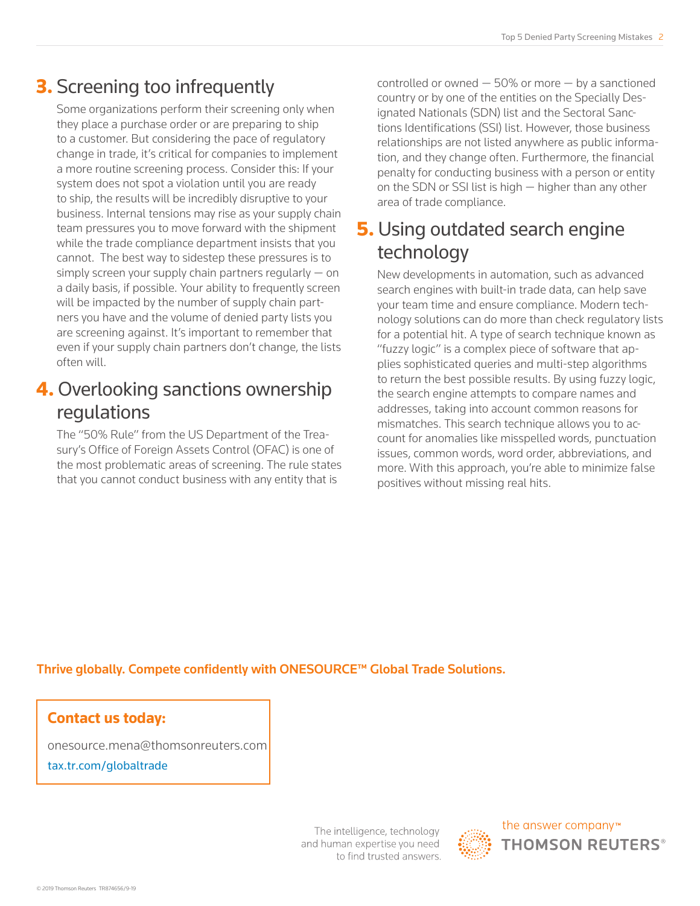## 3. Screening too infrequently

Some organizations perform their screening only when they place a purchase order or are preparing to ship to a customer. But considering the pace of regulatory change in trade, it's critical for companies to implement a more routine screening process. Consider this: If your system does not spot a violation until you are ready to ship, the results will be incredibly disruptive to your business. Internal tensions may rise as your supply chain team pressures you to move forward with the shipment while the trade compliance department insists that you cannot. The best way to sidestep these pressures is to simply screen your supply chain partners regularly — on a daily basis, if possible. Your ability to frequently screen will be impacted by the number of supply chain partners you have and the volume of denied party lists you are screening against. It's important to remember that even if your supply chain partners don't change, the lists often will.

## 4. Overlooking sanctions ownership regulations

The "50% Rule" from the US Department of the Treasury's Office of Foreign Assets Control (OFAC) is one of the most problematic areas of screening. The rule states that you cannot conduct business with any entity that is controlled or owned — 50% or more — by a sanctioned country or by one of the entities on the Specially Designated Nationals (SDN) list and the Sectoral Sanctions Identifications (SSI) list. However, those business relationships are not listed anywhere as public information, and they change often. Furthermore, the financial penalty for conducting business with a person or entity on the SDN or SSI list is high — higher than any other area of trade compliance.

## 5. Using outdated search engine technology

New developments in automation, such as advanced search engines with built-in trade data, can help save your team time and ensure compliance. Modern technology solutions can do more than check regulatory lists for a potential hit. A type of search technique known as "fuzzy logic" is a complex piece of software that applies sophisticated queries and multi-step algorithms to return the best possible results. By using fuzzy logic, the search engine attempts to compare names and addresses, taking into account common reasons for mismatches. This search technique allows you to account for anomalies like misspelled words, punctuation issues, common words, word order, abbreviations, and more. With this approach, you're able to minimize false positives without missing real hits.

**Thrive globally. Compete confidently with ONESOURCE™ Global Trade Solutions.**

**Contact us today:**

onesource.mena@thomsonreuters.com

tax.tr.com/globaltrade

The intelligence, technology and human expertise you need to find trusted answers.

the answer company™ THOMSON REUTERS®

© 2019 Thomson Reuters TR874656/9-19